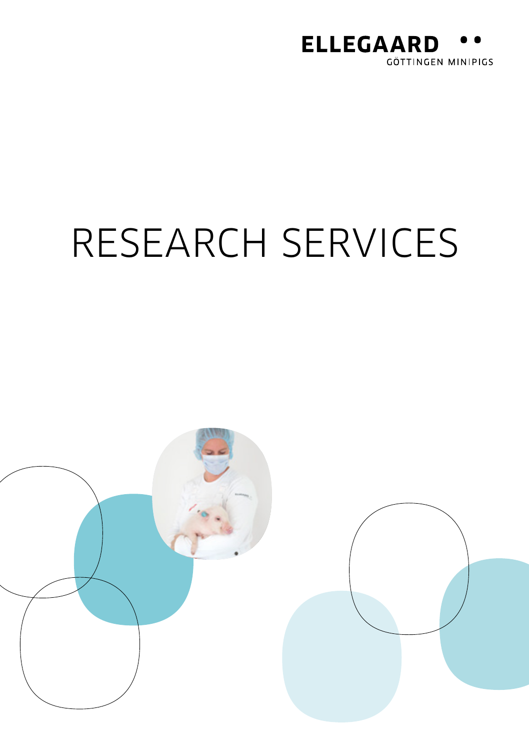ELLEGAARD GÖTTINGEN MINIPIGS

# RESEARCH SERVICES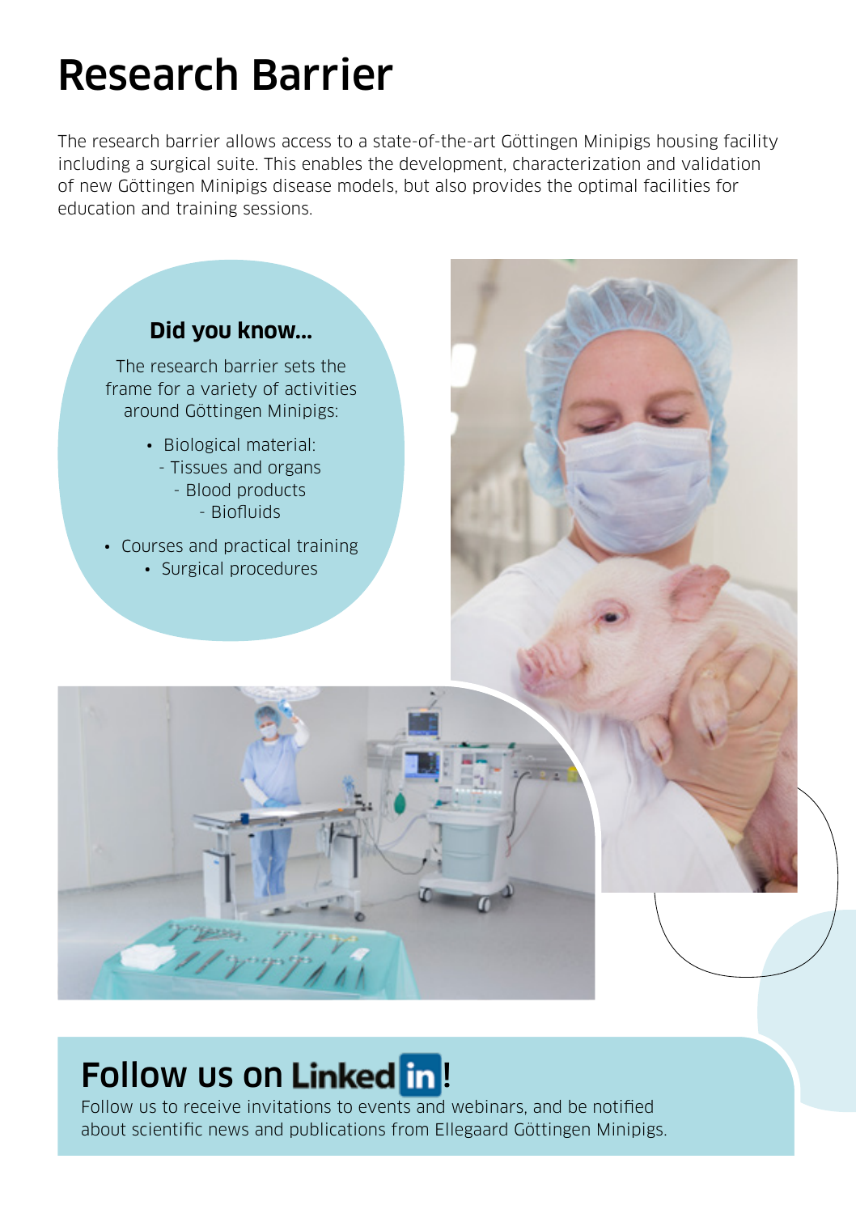# Research Barrier

The research barrier allows access to a state-of-the-art Göttingen Minipigs housing facility including a surgical suite. This enables the development, characterization and validation of new Göttingen Minipigs disease models, but also provides the optimal facilities for education and training sessions.

### Did you know...

The research barrier sets the frame for a variety of activities around Göttingen Minipigs:

- Biological material:
  - Tissues and organs
  - Blood products
  - Biofluids
- Courses and practical training
- Surgical procedures

## Follow us on LinkedIn!

Follow us to receive invitations to events and webinars, and be notified about scientific news and publications from Ellegaard Göttingen Minipigs.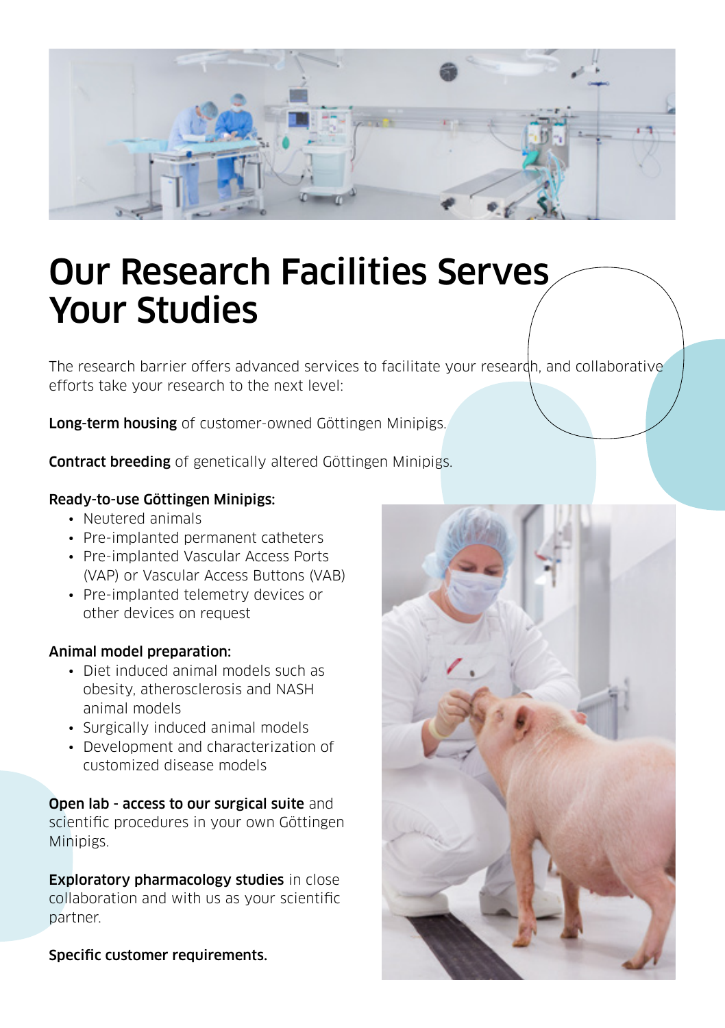# Our Research Facilities Serves Your Studies

The research barrier offers advanced services to facilitate your research, and collaborative efforts take your research to the next level:

**Long-term housing** of customer-owned Göttingen Minipigs.

**Contract breeding** of genetically altered Göttingen Minipigs.

**Ready-to-use Göttingen Minipigs:**

- Neutered animals
- Pre-implanted permanent catheters
- Pre-implanted Vascular Access Ports (VAP) or Vascular Access Buttons (VAB)
- Pre-implanted telemetry devices or other devices on request

**Animal model preparation:**

- Diet induced animal models such as obesity, atherosclerosis and NASH animal models
- Surgically induced animal models
- Development and characterization of customized disease models

**Open lab - access to our surgical suite** and scientific procedures in your own Göttingen Minipigs.

**Exploratory pharmacology studies** in close collaboration and with us as your scientific partner.

**Specific customer requirements.**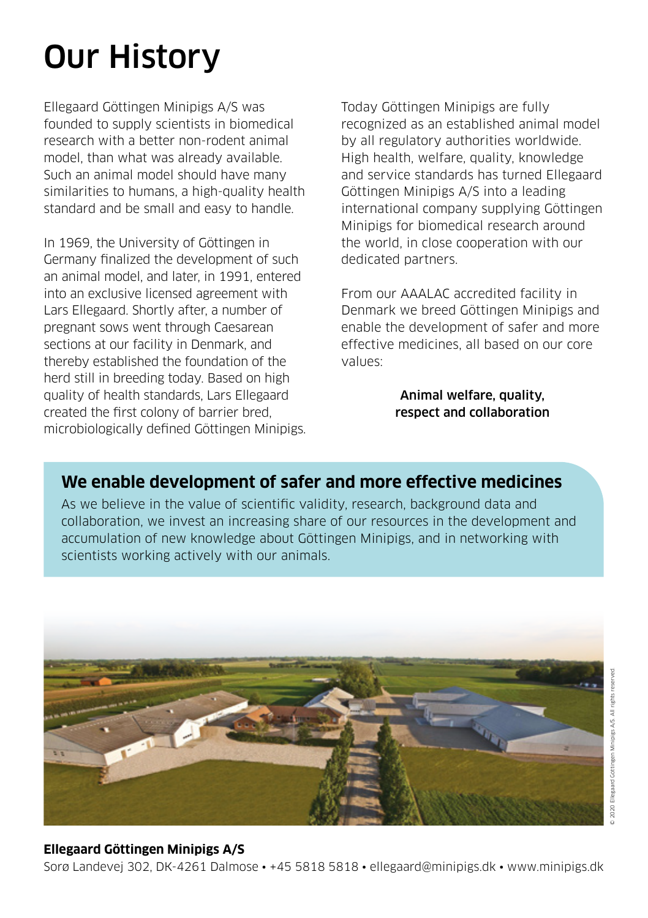# Our History

Ellegaard Göttingen Minipigs A/S was founded to supply scientists in biomedical research with a better non-rodent animal model, than what was already available. Such an animal model should have many similarities to humans, a high-quality health standard and be small and easy to handle.

In 1969, the University of Göttingen in Germany finalized the development of such an animal model, and later, in 1991, entered into an exclusive licensed agreement with Lars Ellegaard. Shortly after, a number of pregnant sows went through Caesarean sections at our facility in Denmark, and thereby established the foundation of the herd still in breeding today. Based on high quality of health standards, Lars Ellegaard created the first colony of barrier bred, microbiologically defined Göttingen Minipigs.

Today Göttingen Minipigs are fully recognized as an established animal model by all regulatory authorities worldwide. High health, welfare, quality, knowledge and service standards has turned Ellegaard Göttingen Minipigs A/S into a leading international company supplying Göttingen Minipigs for biomedical research around the world, in close cooperation with our dedicated partners.

From our AAALAC accredited facility in Denmark we breed Göttingen Minipigs and enable the development of safer and more effective medicines, all based on our core values:

**Animal welfare, quality, respect and collaboration**

## We enable development of safer and more effective medicines

As we believe in the value of scientific validity, research, background data and collaboration, we invest an increasing share of our resources in the development and accumulation of new knowledge about Göttingen Minipigs, and in networking with scientists working actively with our animals.

© 2020 Ellegaard Göttingen Minipigs A/S. All rights reserved.

**Ellegaard Göttingen Minipigs A/S**
Sorø Landevej 302, DK-4261 Dalmose • +45 5818 5818 • ellegaard@minipigs.dk • www.minipigs.dk